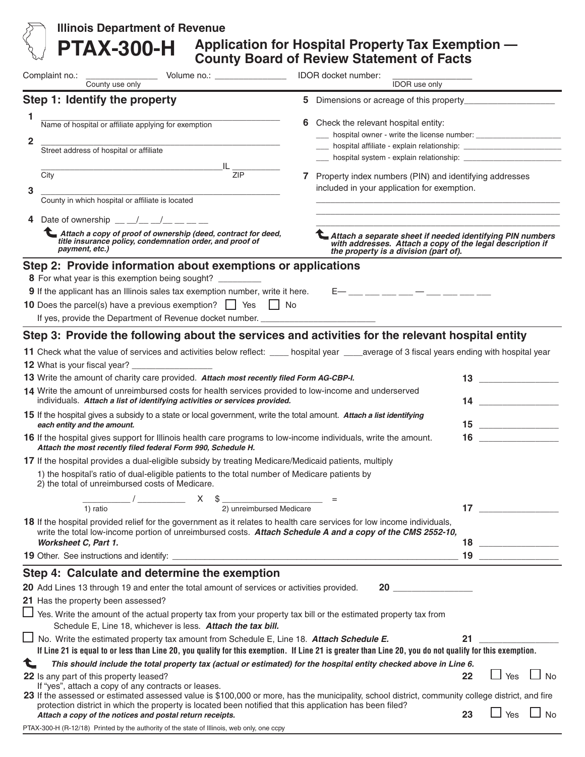**Illinois Department of Revenue**

# PTAX-300-H Application for Hospital Property Tax Exemption — County Board of Review Statement of Facts

Complaint no.: _______________ (County use only) Volume no.: _______________ IDOR docket number: _______________ (IDOR use only)

## Step 1: Identify the property

**1** ____________________________________________
Name of hospital or affiliate applying for exemption

**2** ____________________________________________
Street address of hospital or affiliate

____________________________________ IL __________
City ZIP

**3** ____________________________________________
County in which hospital or affiliate is located

**4** Date of ownership __ __/__ __/__ __ __ __

*Attach a copy of proof of ownership (deed, contract for deed, title insurance policy, condemnation order, and proof of payment, etc.)*

**5** Dimensions or acreage of this property__________________

**6** Check the relevant hospital entity:

___ hospital owner - write the license number: ____________________

___ hospital affiliate - explain relationship: ____________________

___ hospital system - explain relationship: ____________________

**7** Property index numbers (PIN) and identifying addresses included in your application for exemption.

____________________________________________

____________________________________________

____________________________________________

*Attach a separate sheet if needed identifying PIN numbers with addresses. Attach a copy of the legal description if the property is a division (part of).*

## Step 2: Provide information about exemptions or applications

**8** For what year is this exemption being sought? _________

**9** If the applicant has an Illinois sales tax exemption number, write it here. E— ___ ___ ___ ___ — ___ ___ ___ ___

**10** Does the parcel(s) have a previous exemption? ☐ Yes ☐ No

If yes, provide the Department of Revenue docket number. ______________________

## Step 3: Provide the following about the services and activities for the relevant hospital entity

**11** Check what the value of services and activities below reflect: ____ hospital year ____average of 3 fiscal years ending with hospital year

**12** What is your fiscal year? ________________

**13** Write the amount of charity care provided. ***Attach most recently filed Form AG-CBP-I.*** **13** ______________

**14** Write the amount of unreimbursed costs for health services provided to low-income and underserved individuals. ***Attach a list of identifying activities or services provided.*** **14** ______________

**15** If the hospital gives a subsidy to a state or local government, write the total amount. ***Attach a list identifying each entity and the amount.*** **15** ______________

**16** If the hospital gives support for Illinois health care programs to low-income individuals, write the amount. ***Attach the most recently filed federal Form 990, Schedule H.*** **16** ______________

**17** If the hospital provides a dual-eligible subsidy by treating Medicare/Medicaid patients, multiply

1) the hospital's ratio of dual-eligible patients to the total number of Medicare patients by
2) the total of unreimbursed costs of Medicare.

__________ / __________ X $ ____________________ = **17** ______________
1) ratio 2) unreimbursed Medicare

**18** If the hospital provided relief for the government as it relates to health care services for low income individuals, write the total low-income portion of unreimbursed costs. ***Attach Schedule A and a copy of the CMS 2552-10, Worksheet C, Part 1.*** **18** ______________

**19** Other. See instructions and identify: ________________________________________ **19** ______________

## Step 4: Calculate and determine the exemption

**20** Add Lines 13 through 19 and enter the total amount of services or activities provided. **20** ______________

**21** Has the property been assessed?

☐ Yes. Write the amount of the actual property tax from your property tax bill or the estimated property tax from Schedule E, Line 18, whichever is less. ***Attach the tax bill.***

☐ No. Write the estimated property tax amount from Schedule E, Line 18. ***Attach Schedule E.*** **21** ______________

**If Line 21 is equal to or less than Line 20, you qualify for this exemption. If Line 21 is greater than Line 20, you do not qualify for this exemption.**

***This should include the total property tax (actual or estimated) for the hospital entity checked above in Line 6.***

**22** Is any part of this property leased? **22** ☐ Yes ☐ No
If "yes", attach a copy of any contracts or leases.

**23** If the assessed or estimated assessed value is $100,000 or more, has the municipality, school district, community college district, and fire protection district in which the property is located been notified that this application has been filed? ***Attach a copy of the notices and postal return receipts.*** **23** ☐ Yes ☐ No

PTAX-300-H (R-12/18) Printed by the authority of the state of Illinois, web only, one ccpy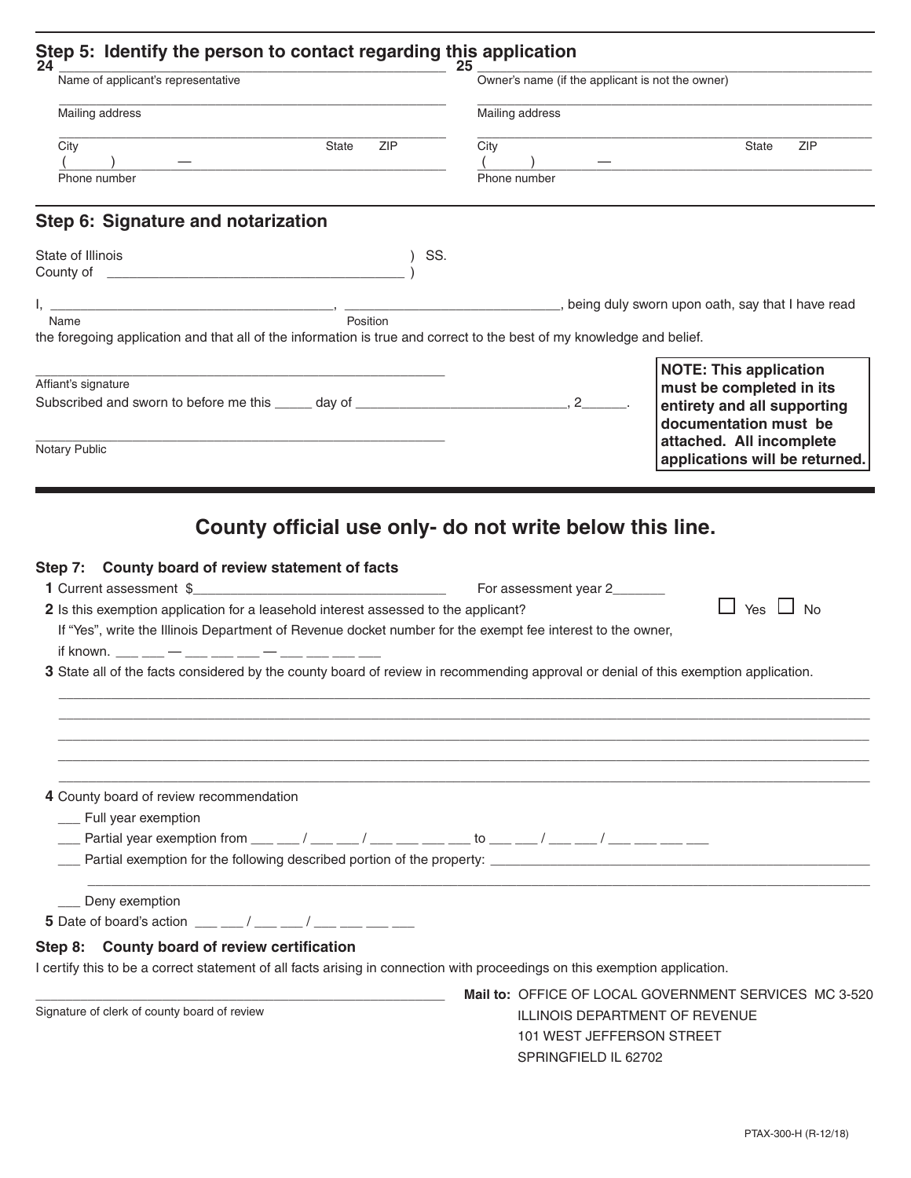## Step 5: Identify the person to contact regarding this application

**24** ______________________________________________
Name of applicant's representative

______________________________________________
Mailing address

______________________________________________
City State ZIP

( ) —
Phone number

**25** ______________________________________________
Owner's name (if the applicant is not the owner)

______________________________________________
Mailing address

______________________________________________
City State ZIP

( ) —
Phone number

## Step 6: Signature and notarization

State of Illinois ) SS.
County of ______________________________ )

I, ______________________________, ______________________________, being duly sworn upon oath, say that I have read
Name Position
the foregoing application and that all of the information is true and correct to the best of my knowledge and belief.

______________________________________________
Affiant's signature

Subscribed and sworn to before me this _____ day of ______________________________, 2______.

______________________________________________
Notary Public

**NOTE: This application must be completed in its entirety and all supporting documentation must be attached. All incomplete applications will be returned.**

## County official use only- do not write below this line.

### Step 7: County board of review statement of facts

**1** Current assessment $______________________________ For assessment year 2_______

**2** Is this exemption application for a leasehold interest assessed to the applicant? ☐ Yes ☐ No

If "Yes", write the Illinois Department of Revenue docket number for the exempt fee interest to the owner, if known. ___ ___ — ___ ___ ___ — ___ ___ ___ ___

**3** State all of the facts considered by the county board of review in recommending approval or denial of this exemption application.

______________________________________________________________________________________
______________________________________________________________________________________
______________________________________________________________________________________
______________________________________________________________________________________
______________________________________________________________________________________

**4** County board of review recommendation

___ Full year exemption

___ Partial year exemption from ___ ___ / ___ ___ / ___ ___ ___ ___ to ___ ___ / ___ ___ / ___ ___ ___ ___

___ Partial exemption for the following described portion of the property: ______________________________
______________________________________________________________________________________

___ Deny exemption

**5** Date of board's action ___ ___ / ___ ___ / ___ ___ ___ ___

### Step 8: County board of review certification

I certify this to be a correct statement of all facts arising in connection with proceedings on this exemption application.

______________________________________________
Signature of clerk of county board of review

**Mail to:** OFFICE OF LOCAL GOVERNMENT SERVICES MC 3-520
ILLINOIS DEPARTMENT OF REVENUE
101 WEST JEFFERSON STREET
SPRINGFIELD IL 62702

PTAX-300-H (R-12/18)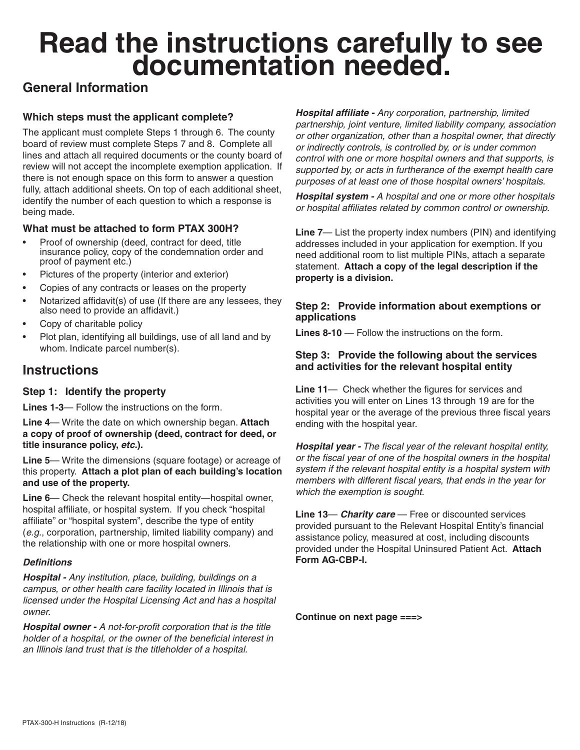# Read the instructions carefully to see documentation needed.

## General Information

### Which steps must the applicant complete?

The applicant must complete Steps 1 through 6. The county board of review must complete Steps 7 and 8. Complete all lines and attach all required documents or the county board of review will not accept the incomplete exemption application. If there is not enough space on this form to answer a question fully, attach additional sheets. On top of each additional sheet, identify the number of each question to which a response is being made.

### What must be attached to form PTAX 300H?

- Proof of ownership (deed, contract for deed, title insurance policy, copy of the condemnation order and proof of payment etc.)
- Pictures of the property (interior and exterior)
- Copies of any contracts or leases on the property
- Notarized affidavit(s) of use (If there are any lessees, they also need to provide an affidavit.)
- Copy of charitable policy
- Plot plan, identifying all buildings, use of all land and by whom. Indicate parcel number(s).

## Instructions

### Step 1: Identify the property

**Lines 1-3**— Follow the instructions on the form.

**Line 4**— Write the date on which ownership began. **Attach a copy of proof of ownership (deed, contract for deed, or title insurance policy, *etc.*).**

**Line 5**— Write the dimensions (square footage) or acreage of this property. **Attach a plot plan of each building's location and use of the property.**

**Line 6**— Check the relevant hospital entity—hospital owner, hospital affiliate, or hospital system. If you check "hospital affiliate" or "hospital system", describe the type of entity (*e.g.*, corporation, partnership, limited liability company) and the relationship with one or more hospital owners.

***Definitions***

***Hospital -*** *Any institution, place, building, buildings on a campus, or other health care facility located in Illinois that is licensed under the Hospital Licensing Act and has a hospital owner.*

***Hospital owner -*** *A not-for-profit corporation that is the title holder of a hospital, or the owner of the beneficial interest in an Illinois land trust that is the titleholder of a hospital.*

***Hospital affiliate -*** *Any corporation, partnership, limited partnership, joint venture, limited liability company, association or other organization, other than a hospital owner, that directly or indirectly controls, is controlled by, or is under common control with one or more hospital owners and that supports, is supported by, or acts in furtherance of the exempt health care purposes of at least one of those hospital owners' hospitals.*

***Hospital system -*** *A hospital and one or more other hospitals or hospital affiliates related by common control or ownership.*

**Line 7**— List the property index numbers (PIN) and identifying addresses included in your application for exemption. If you need additional room to list multiple PINs, attach a separate statement. **Attach a copy of the legal description if the property is a division.**

### Step 2: Provide information about exemptions or applications

**Lines 8-10** — Follow the instructions on the form.

### Step 3: Provide the following about the services and activities for the relevant hospital entity

**Line 11**— Check whether the figures for services and activities you will enter on Lines 13 through 19 are for the hospital year or the average of the previous three fiscal years ending with the hospital year.

***Hospital year -*** *The fiscal year of the relevant hospital entity, or the fiscal year of one of the hospital owners in the hospital system if the relevant hospital entity is a hospital system with members with different fiscal years, that ends in the year for which the exemption is sought.*

**Line 13**— ***Charity care*** — Free or discounted services provided pursuant to the Relevant Hospital Entity's financial assistance policy, measured at cost, including discounts provided under the Hospital Uninsured Patient Act. **Attach Form AG-CBP-I.**

**Continue on next page ===>**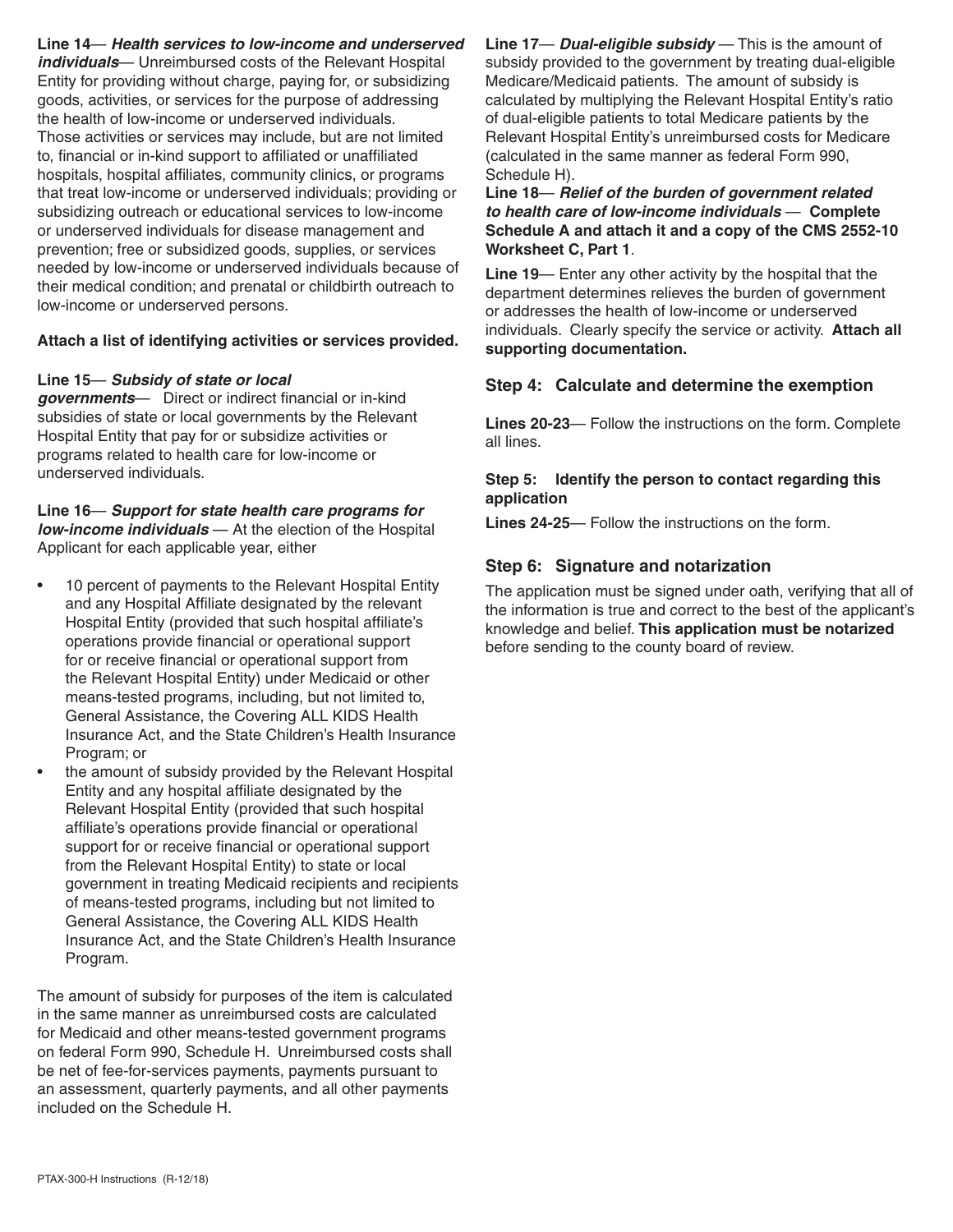**Line 14**— ***Health services to low-income and underserved individuals***— Unreimbursed costs of the Relevant Hospital Entity for providing without charge, paying for, or subsidizing goods, activities, or services for the purpose of addressing the health of low-income or underserved individuals. Those activities or services may include, but are not limited to, financial or in-kind support to affiliated or unaffiliated hospitals, hospital affiliates, community clinics, or programs that treat low-income or underserved individuals; providing or subsidizing outreach or educational services to low-income or underserved individuals for disease management and prevention; free or subsidized goods, supplies, or services needed by low-income or underserved individuals because of their medical condition; and prenatal or childbirth outreach to low-income or underserved persons.

**Attach a list of identifying activities or services provided.**

**Line 15**— ***Subsidy of state or local governments***— Direct or indirect financial or in-kind subsidies of state or local governments by the Relevant Hospital Entity that pay for or subsidize activities or programs related to health care for low-income or underserved individuals.

**Line 16**— ***Support for state health care programs for low-income individuals*** — At the election of the Hospital Applicant for each applicable year, either

- 10 percent of payments to the Relevant Hospital Entity and any Hospital Affiliate designated by the relevant Hospital Entity (provided that such hospital affiliate's operations provide financial or operational support for or receive financial or operational support from the Relevant Hospital Entity) under Medicaid or other means-tested programs, including, but not limited to, General Assistance, the Covering ALL KIDS Health Insurance Act, and the State Children's Health Insurance Program; or
- the amount of subsidy provided by the Relevant Hospital Entity and any hospital affiliate designated by the Relevant Hospital Entity (provided that such hospital affiliate's operations provide financial or operational support for or receive financial or operational support from the Relevant Hospital Entity) to state or local government in treating Medicaid recipients and recipients of means-tested programs, including but not limited to General Assistance, the Covering ALL KIDS Health Insurance Act, and the State Children's Health Insurance Program.

The amount of subsidy for purposes of the item is calculated in the same manner as unreimbursed costs are calculated for Medicaid and other means-tested government programs on federal Form 990, Schedule H. Unreimbursed costs shall be net of fee-for-services payments, payments pursuant to an assessment, quarterly payments, and all other payments included on the Schedule H.

**Line 17**— ***Dual-eligible subsidy*** — This is the amount of subsidy provided to the government by treating dual-eligible Medicare/Medicaid patients. The amount of subsidy is calculated by multiplying the Relevant Hospital Entity's ratio of dual-eligible patients to total Medicare patients by the Relevant Hospital Entity's unreimbursed costs for Medicare (calculated in the same manner as federal Form 990, Schedule H).

**Line 18**— ***Relief of the burden of government related to health care of low-income individuals*** — **Complete Schedule A and attach it and a copy of the CMS 2552-10 Worksheet C, Part 1**.

**Line 19**— Enter any other activity by the hospital that the department determines relieves the burden of government or addresses the health of low-income or underserved individuals. Clearly specify the service or activity. **Attach all supporting documentation.**

## Step 4: Calculate and determine the exemption

**Lines 20-23**— Follow the instructions on the form. Complete all lines.

### Step 5: Identify the person to contact regarding this application

**Lines 24-25**— Follow the instructions on the form.

## Step 6: Signature and notarization

The application must be signed under oath, verifying that all of the information is true and correct to the best of the applicant's knowledge and belief. **This application must be notarized** before sending to the county board of review.